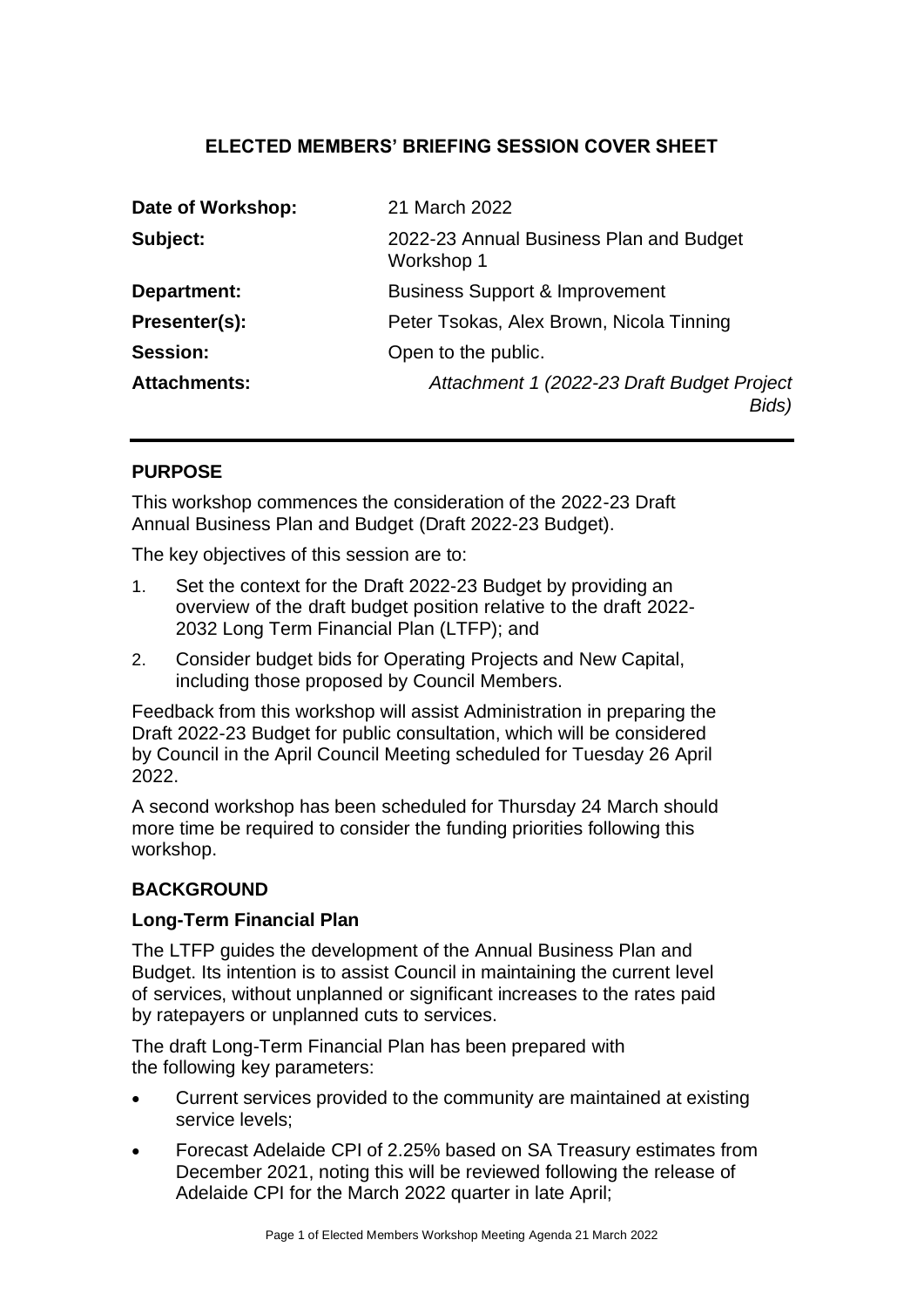# ELECTED MEMBERS' BRIEFING SESSION COVER SHEET

| | |
|---|---|
| **Date of Workshop:** | 21 March 2022 |
| **Subject:** | 2022-23 Annual Business Plan and Budget Workshop 1 |
| **Department:** | Business Support & Improvement |
| **Presenter(s):** | Peter Tsokas, Alex Brown, Nicola Tinning |
| **Session:** | Open to the public. |
| **Attachments:** | *Attachment 1 (2022-23 Draft Budget Project Bids)* |

## PURPOSE

This workshop commences the consideration of the 2022-23 Draft Annual Business Plan and Budget (Draft 2022-23 Budget).

The key objectives of this session are to:

1. Set the context for the Draft 2022-23 Budget by providing an overview of the draft budget position relative to the draft 2022-2032 Long Term Financial Plan (LTFP); and
2. Consider budget bids for Operating Projects and New Capital, including those proposed by Council Members.

Feedback from this workshop will assist Administration in preparing the Draft 2022-23 Budget for public consultation, which will be considered by Council in the April Council Meeting scheduled for Tuesday 26 April 2022.

A second workshop has been scheduled for Thursday 24 March should more time be required to consider the funding priorities following this workshop.

## BACKGROUND

### Long-Term Financial Plan

The LTFP guides the development of the Annual Business Plan and Budget. Its intention is to assist Council in maintaining the current level of services, without unplanned or significant increases to the rates paid by ratepayers or unplanned cuts to services.

The draft Long-Term Financial Plan has been prepared with the following key parameters:

- Current services provided to the community are maintained at existing service levels;
- Forecast Adelaide CPI of 2.25% based on SA Treasury estimates from December 2021, noting this will be reviewed following the release of Adelaide CPI for the March 2022 quarter in late April;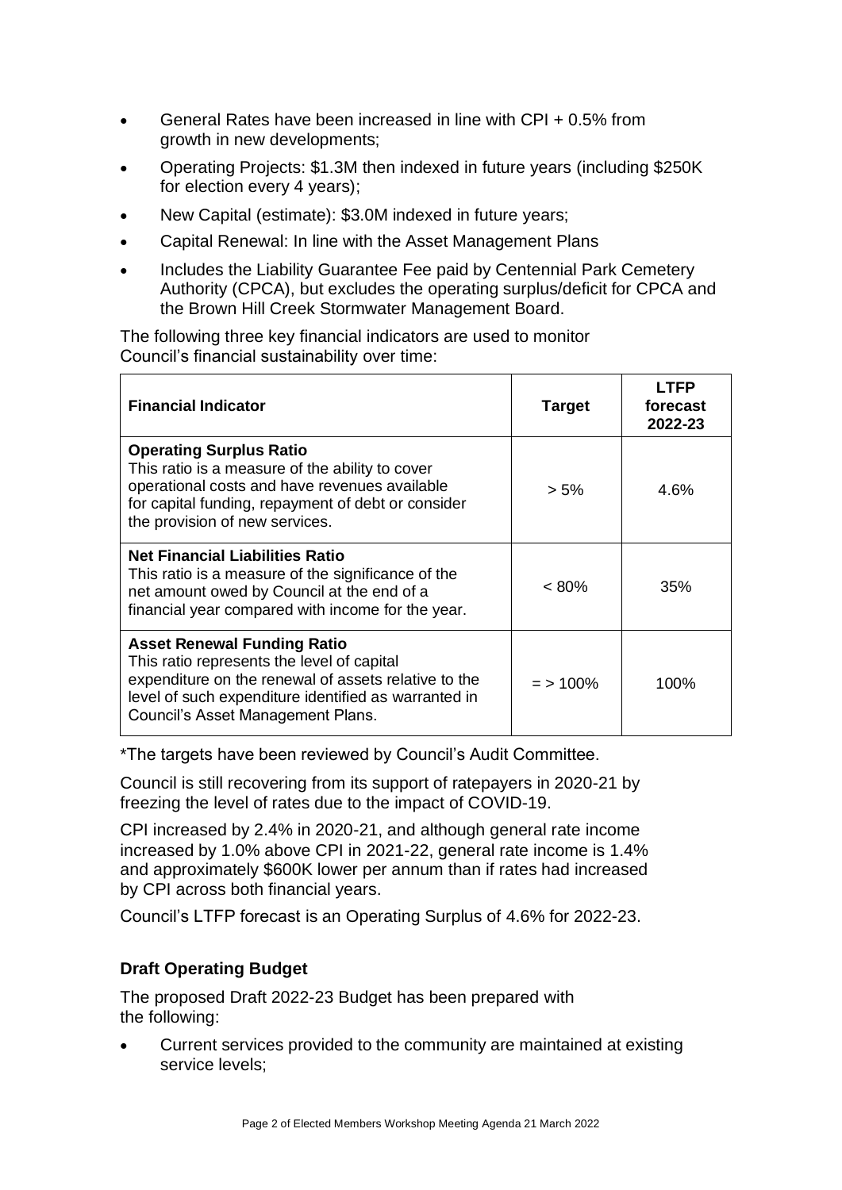- General Rates have been increased in line with CPI + 0.5% from growth in new developments;
- Operating Projects: $1.3M then indexed in future years (including $250K for election every 4 years);
- New Capital (estimate): $3.0M indexed in future years;
- Capital Renewal: In line with the Asset Management Plans
- Includes the Liability Guarantee Fee paid by Centennial Park Cemetery Authority (CPCA), but excludes the operating surplus/deficit for CPCA and the Brown Hill Creek Stormwater Management Board.

The following three key financial indicators are used to monitor Council's financial sustainability over time:

| Financial Indicator | Target | LTFP forecast 2022-23 |
|---|---|---|
| **Operating Surplus Ratio** This ratio is a measure of the ability to cover operational costs and have revenues available for capital funding, repayment of debt or consider the provision of new services. | > 5% | 4.6% |
| **Net Financial Liabilities Ratio** This ratio is a measure of the significance of the net amount owed by Council at the end of a financial year compared with income for the year. | < 80% | 35% |
| **Asset Renewal Funding Ratio** This ratio represents the level of capital expenditure on the renewal of assets relative to the level of such expenditure identified as warranted in Council's Asset Management Plans. | = > 100% | 100% |

*The targets have been reviewed by Council's Audit Committee.

Council is still recovering from its support of ratepayers in 2020-21 by freezing the level of rates due to the impact of COVID-19.

CPI increased by 2.4% in 2020-21, and although general rate income increased by 1.0% above CPI in 2021-22, general rate income is 1.4% and approximately $600K lower per annum than if rates had increased by CPI across both financial years.

Council's LTFP forecast is an Operating Surplus of 4.6% for 2022-23.

### Draft Operating Budget

The proposed Draft 2022-23 Budget has been prepared with the following:

- Current services provided to the community are maintained at existing service levels;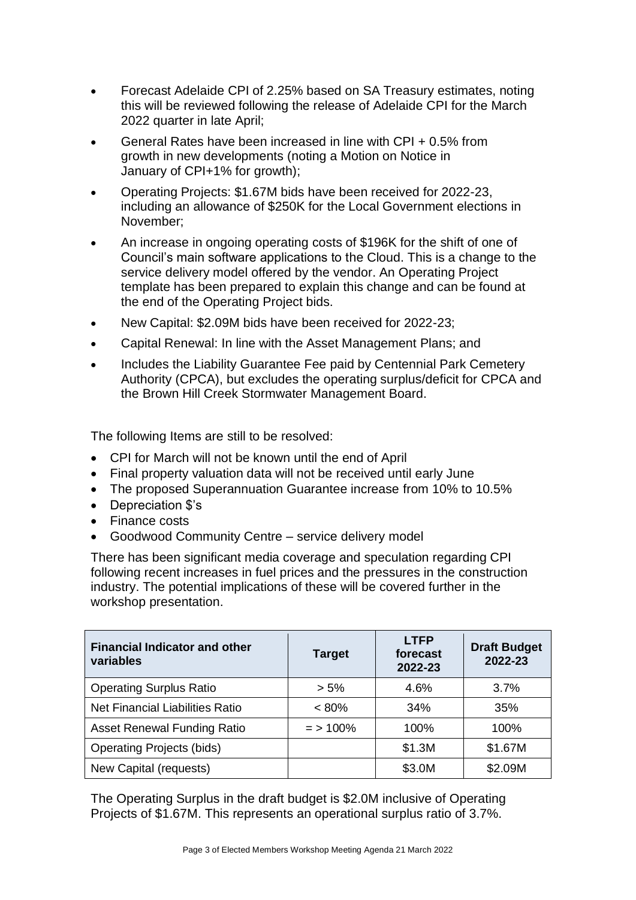- Forecast Adelaide CPI of 2.25% based on SA Treasury estimates, noting this will be reviewed following the release of Adelaide CPI for the March 2022 quarter in late April;
- General Rates have been increased in line with CPI + 0.5% from growth in new developments (noting a Motion on Notice in January of CPI+1% for growth);
- Operating Projects: $1.67M bids have been received for 2022-23, including an allowance of $250K for the Local Government elections in November;
- An increase in ongoing operating costs of $196K for the shift of one of Council's main software applications to the Cloud. This is a change to the service delivery model offered by the vendor. An Operating Project template has been prepared to explain this change and can be found at the end of the Operating Project bids.
- New Capital: $2.09M bids have been received for 2022-23;
- Capital Renewal: In line with the Asset Management Plans; and
- Includes the Liability Guarantee Fee paid by Centennial Park Cemetery Authority (CPCA), but excludes the operating surplus/deficit for CPCA and the Brown Hill Creek Stormwater Management Board.

The following Items are still to be resolved:

- CPI for March will not be known until the end of April
- Final property valuation data will not be received until early June
- The proposed Superannuation Guarantee increase from 10% to 10.5%
- Depreciation $'s
- Finance costs
- Goodwood Community Centre – service delivery model

There has been significant media coverage and speculation regarding CPI following recent increases in fuel prices and the pressures in the construction industry. The potential implications of these will be covered further in the workshop presentation.

| Financial Indicator and other variables | Target | LTFP forecast 2022-23 | Draft Budget 2022-23 |
|---|---|---|---|
| Operating Surplus Ratio | > 5% | 4.6% | 3.7% |
| Net Financial Liabilities Ratio | < 80% | 34% | 35% |
| Asset Renewal Funding Ratio | = > 100% | 100% | 100% |
| Operating Projects (bids) | | $1.3M | $1.67M |
| New Capital (requests) | | $3.0M | $2.09M |

The Operating Surplus in the draft budget is $2.0M inclusive of Operating Projects of $1.67M. This represents an operational surplus ratio of 3.7%.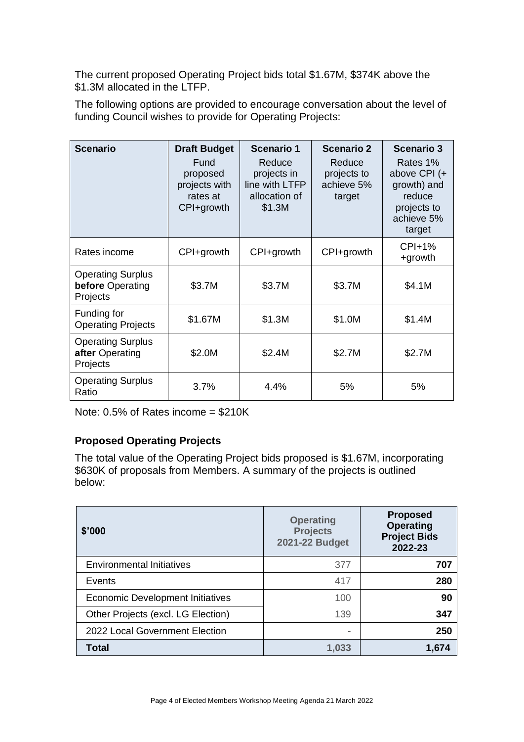The current proposed Operating Project bids total \$1.67M, \$374K above the \$1.3M allocated in the LTFP.

The following options are provided to encourage conversation about the level of funding Council wishes to provide for Operating Projects:

| **Scenario** | **Draft Budget** Fund proposed projects with rates at CPI+growth | **Scenario 1** Reduce projects in line with LTFP allocation of \$1.3M | **Scenario 2** Reduce projects to achieve 5% target | **Scenario 3** Rates 1% above CPI (+ growth) and reduce projects to achieve 5% target |
|---|---|---|---|---|
| Rates income | CPI+growth | CPI+growth | CPI+growth | CPI+1% +growth |
| Operating Surplus **before** Operating Projects | \$3.7M | \$3.7M | \$3.7M | \$4.1M |
| Funding for Operating Projects | \$1.67M | \$1.3M | \$1.0M | \$1.4M |
| Operating Surplus **after** Operating Projects | \$2.0M | \$2.4M | \$2.7M | \$2.7M |
| Operating Surplus Ratio | 3.7% | 4.4% | 5% | 5% |

Note: 0.5% of Rates income = \$210K

### Proposed Operating Projects

The total value of the Operating Project bids proposed is \$1.67M, incorporating \$630K of proposals from Members. A summary of the projects is outlined below:

| **\$'000** | **Operating Projects 2021-22 Budget** | **Proposed Operating Project Bids 2022-23** |
|---|---|---|
| Environmental Initiatives | 377 | **707** |
| Events | 417 | **280** |
| Economic Development Initiatives | 100 | **90** |
| Other Projects (excl. LG Election) | 139 | **347** |
| 2022 Local Government Election | - | **250** |
| **Total** | **1,033** | **1,674** |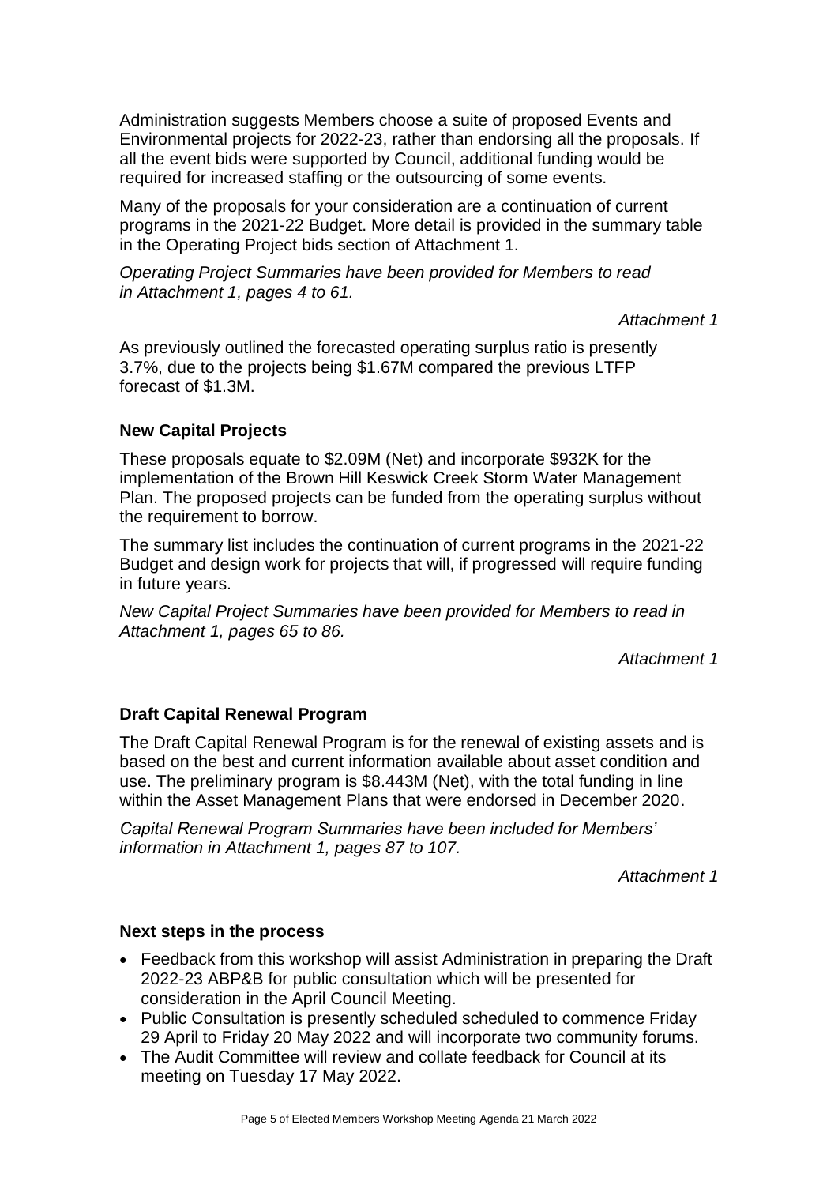Administration suggests Members choose a suite of proposed Events and Environmental projects for 2022-23, rather than endorsing all the proposals. If all the event bids were supported by Council, additional funding would be required for increased staffing or the outsourcing of some events.

Many of the proposals for your consideration are a continuation of current programs in the 2021-22 Budget. More detail is provided in the summary table in the Operating Project bids section of Attachment 1.

*Operating Project Summaries have been provided for Members to read in Attachment 1, pages 4 to 61.*

*Attachment 1*

As previously outlined the forecasted operating surplus ratio is presently 3.7%, due to the projects being $1.67M compared the previous LTFP forecast of $1.3M.

**New Capital Projects**

These proposals equate to $2.09M (Net) and incorporate $932K for the implementation of the Brown Hill Keswick Creek Storm Water Management Plan. The proposed projects can be funded from the operating surplus without the requirement to borrow.

The summary list includes the continuation of current programs in the 2021-22 Budget and design work for projects that will, if progressed will require funding in future years.

*New Capital Project Summaries have been provided for Members to read in Attachment 1, pages 65 to 86.*

*Attachment 1*

**Draft Capital Renewal Program**

The Draft Capital Renewal Program is for the renewal of existing assets and is based on the best and current information available about asset condition and use. The preliminary program is $8.443M (Net), with the total funding in line within the Asset Management Plans that were endorsed in December 2020.

*Capital Renewal Program Summaries have been included for Members' information in Attachment 1, pages 87 to 107.*

*Attachment 1*

**Next steps in the process**

- Feedback from this workshop will assist Administration in preparing the Draft 2022-23 ABP&B for public consultation which will be presented for consideration in the April Council Meeting.
- Public Consultation is presently scheduled scheduled to commence Friday 29 April to Friday 20 May 2022 and will incorporate two community forums.
- The Audit Committee will review and collate feedback for Council at its meeting on Tuesday 17 May 2022.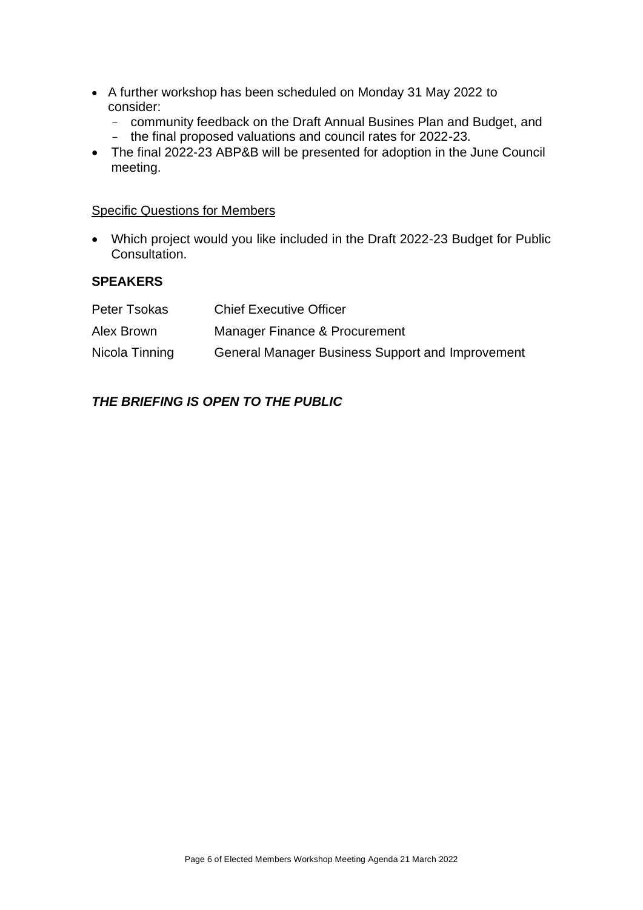- A further workshop has been scheduled on Monday 31 May 2022 to consider:
  - community feedback on the Draft Annual Busines Plan and Budget, and
  - the final proposed valuations and council rates for 2022-23.
- The final 2022-23 ABP&B will be presented for adoption in the June Council meeting.

<u>Specific Questions for Members</u>

- Which project would you like included in the Draft 2022-23 Budget for Public Consultation.

**SPEAKERS**

| | |
|---|---|
| Peter Tsokas | Chief Executive Officer |
| Alex Brown | Manager Finance & Procurement |
| Nicola Tinning | General Manager Business Support and Improvement |

***THE BRIEFING IS OPEN TO THE PUBLIC***